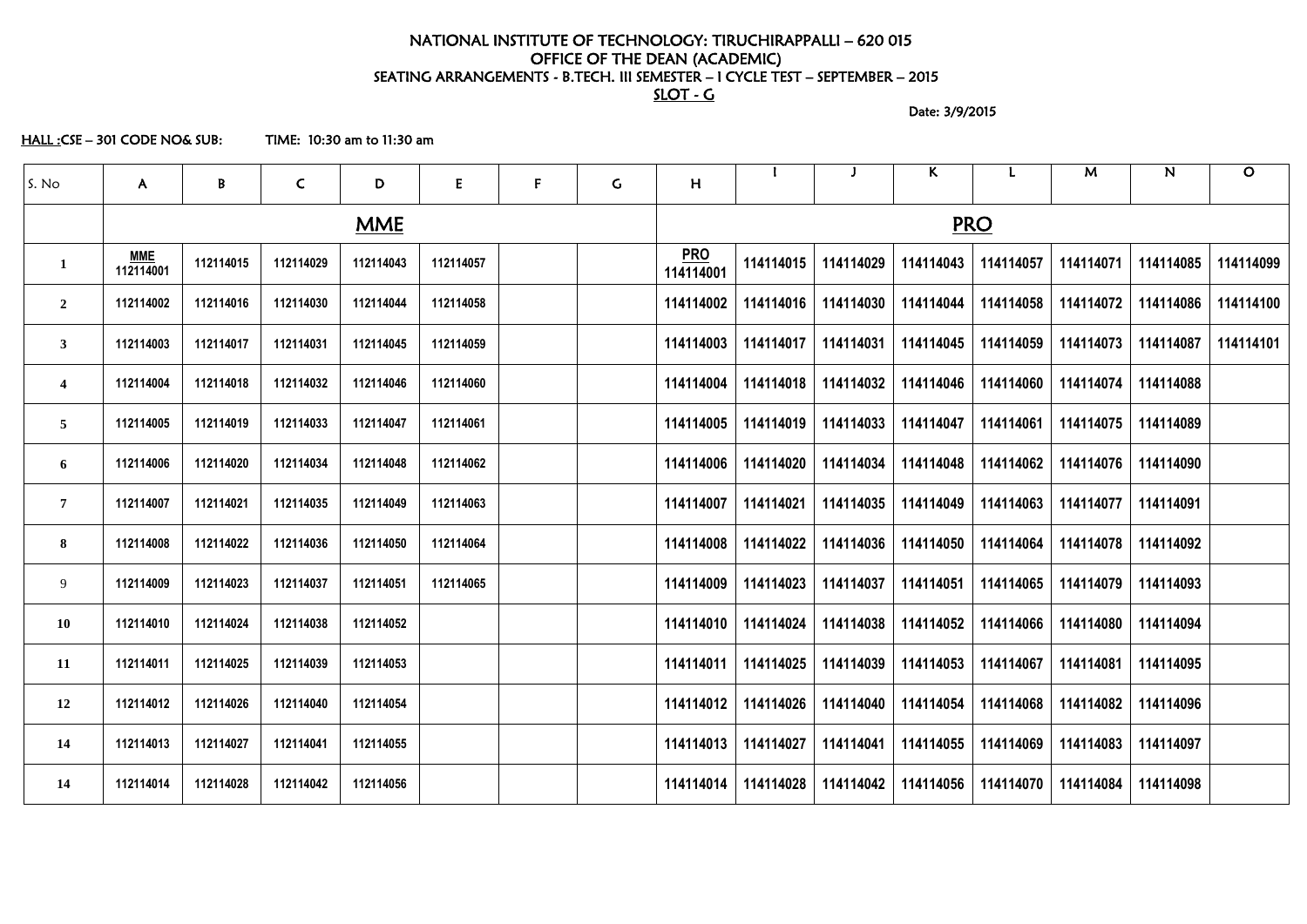NATIONAL INSTITUTE OF TECHNOLOGY: TIRUCHIRAPPALLI – 620 015
OFFICE OF THE DEAN (ACADEMIC)
SEATING ARRANGEMENTS - B.TECH. III SEMESTER – I CYCLE TEST – SEPTEMBER – 2015
SLOT - G

Date: 3/9/2015

HALL :CSE – 301 CODE NO& SUB: TIME: 10:30 am to 11:30 am

| S. No | A | B | C | D | E | F | G | H | I | J | K | L | M | N | O |
|---|---|---|---|---|---|---|---|---|---|---|---|---|---|---|---|
| | MME | | | | | | | PRO | | | | | | | |
| 1 | MME 112114001 | 112114015 | 112114029 | 112114043 | 112114057 | | | PRO 114114001 | 114114015 | 114114029 | 114114043 | 114114057 | 114114071 | 114114085 | 114114099 |
| 2 | 112114002 | 112114016 | 112114030 | 112114044 | 112114058 | | | 114114002 | 114114016 | 114114030 | 114114044 | 114114058 | 114114072 | 114114086 | 114114100 |
| 3 | 112114003 | 112114017 | 112114031 | 112114045 | 112114059 | | | 114114003 | 114114017 | 114114031 | 114114045 | 114114059 | 114114073 | 114114087 | 114114101 |
| 4 | 112114004 | 112114018 | 112114032 | 112114046 | 112114060 | | | 114114004 | 114114018 | 114114032 | 114114046 | 114114060 | 114114074 | 114114088 | |
| 5 | 112114005 | 112114019 | 112114033 | 112114047 | 112114061 | | | 114114005 | 114114019 | 114114033 | 114114047 | 114114061 | 114114075 | 114114089 | |
| 6 | 112114006 | 112114020 | 112114034 | 112114048 | 112114062 | | | 114114006 | 114114020 | 114114034 | 114114048 | 114114062 | 114114076 | 114114090 | |
| 7 | 112114007 | 112114021 | 112114035 | 112114049 | 112114063 | | | 114114007 | 114114021 | 114114035 | 114114049 | 114114063 | 114114077 | 114114091 | |
| 8 | 112114008 | 112114022 | 112114036 | 112114050 | 112114064 | | | 114114008 | 114114022 | 114114036 | 114114050 | 114114064 | 114114078 | 114114092 | |
| 9 | 112114009 | 112114023 | 112114037 | 112114051 | 112114065 | | | 114114009 | 114114023 | 114114037 | 114114051 | 114114065 | 114114079 | 114114093 | |
| 10 | 112114010 | 112114024 | 112114038 | 112114052 | | | | 114114010 | 114114024 | 114114038 | 114114052 | 114114066 | 114114080 | 114114094 | |
| 11 | 112114011 | 112114025 | 112114039 | 112114053 | | | | 114114011 | 114114025 | 114114039 | 114114053 | 114114067 | 114114081 | 114114095 | |
| 12 | 112114012 | 112114026 | 112114040 | 112114054 | | | | 114114012 | 114114026 | 114114040 | 114114054 | 114114068 | 114114082 | 114114096 | |
| 14 | 112114013 | 112114027 | 112114041 | 112114055 | | | | 114114013 | 114114027 | 114114041 | 114114055 | 114114069 | 114114083 | 114114097 | |
| 14 | 112114014 | 112114028 | 112114042 | 112114056 | | | | 114114014 | 114114028 | 114114042 | 114114056 | 114114070 | 114114084 | 114114098 | |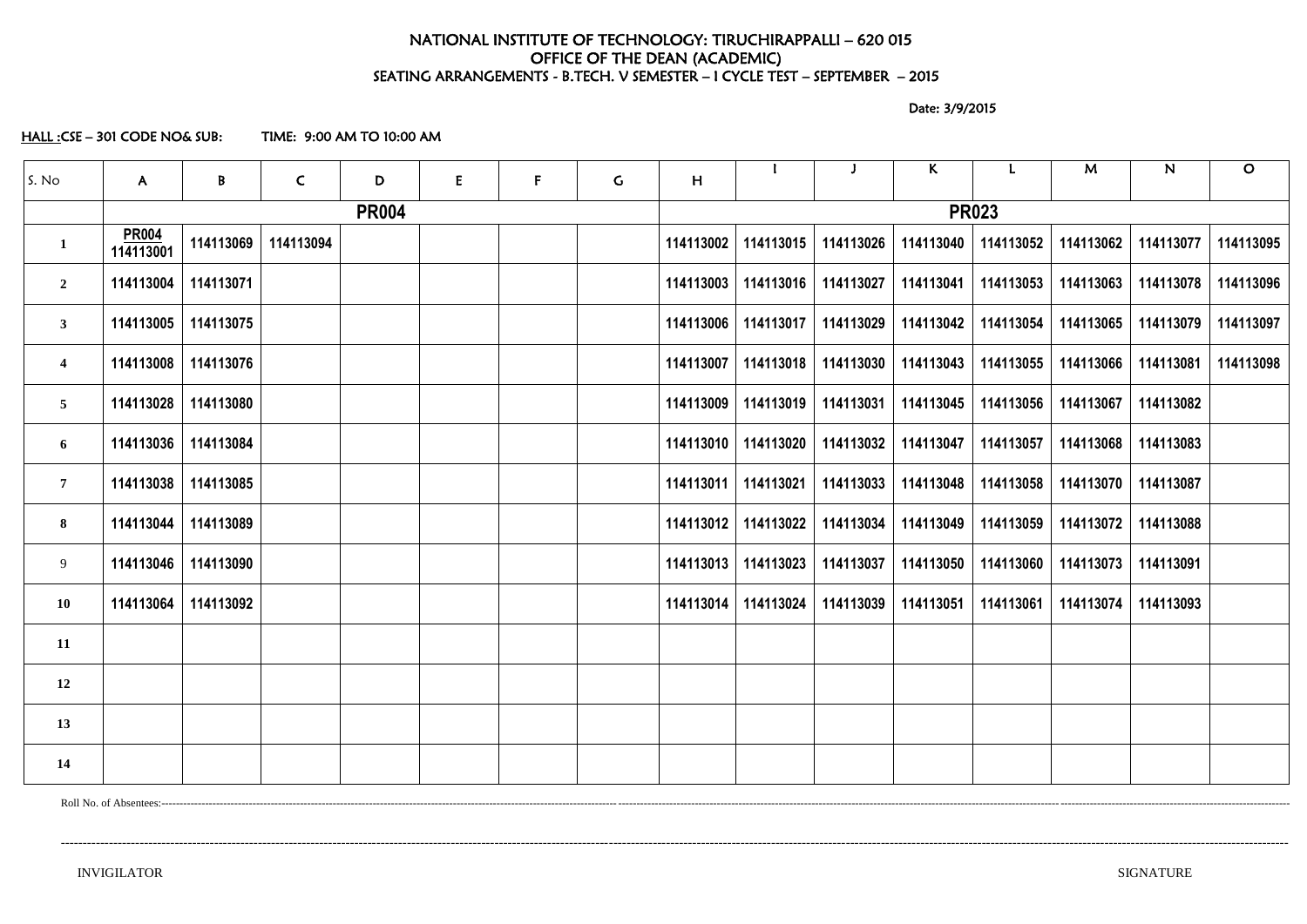NATIONAL INSTITUTE OF TECHNOLOGY: TIRUCHIRAPPALLI – 620 015
OFFICE OF THE DEAN (ACADEMIC)
SEATING ARRANGEMENTS - B.TECH. V SEMESTER – I CYCLE TEST – SEPTEMBER – 2015

Date: 3/9/2015

HALL :CSE – 301 CODE NO& SUB: TIME: 9:00 AM TO 10:00 AM

| S. No | A | B | C | D | E | F | G | H | I | J | K | L | M | N | O |
|---|---|---|---|---|---|---|---|---|---|---|---|---|---|---|---|
| | PR004 | | | | | | | PR023 | | | | | | | |
| 1 | PR004 114113001 | 114113069 | 114113094 | | | | | 114113002 | 114113015 | 114113026 | 114113040 | 114113052 | 114113062 | 114113077 | 114113095 |
| 2 | 114113004 | 114113071 | | | | | | 114113003 | 114113016 | 114113027 | 114113041 | 114113053 | 114113063 | 114113078 | 114113096 |
| 3 | 114113005 | 114113075 | | | | | | 114113006 | 114113017 | 114113029 | 114113042 | 114113054 | 114113065 | 114113079 | 114113097 |
| 4 | 114113008 | 114113076 | | | | | | 114113007 | 114113018 | 114113030 | 114113043 | 114113055 | 114113066 | 114113081 | 114113098 |
| 5 | 114113028 | 114113080 | | | | | | 114113009 | 114113019 | 114113031 | 114113045 | 114113056 | 114113067 | 114113082 | |
| 6 | 114113036 | 114113084 | | | | | | 114113010 | 114113020 | 114113032 | 114113047 | 114113057 | 114113068 | 114113083 | |
| 7 | 114113038 | 114113085 | | | | | | 114113011 | 114113021 | 114113033 | 114113048 | 114113058 | 114113070 | 114113087 | |
| 8 | 114113044 | 114113089 | | | | | | 114113012 | 114113022 | 114113034 | 114113049 | 114113059 | 114113072 | 114113088 | |
| 9 | 114113046 | 114113090 | | | | | | 114113013 | 114113023 | 114113037 | 114113050 | 114113060 | 114113073 | 114113091 | |
| 10 | 114113064 | 114113092 | | | | | | 114113014 | 114113024 | 114113039 | 114113051 | 114113061 | 114113074 | 114113093 | |
| 11 | | | | | | | | | | | | | | | |
| 12 | | | | | | | | | | | | | | | |
| 13 | | | | | | | | | | | | | | | |
| 14 | | | | | | | | | | | | | | | |

Roll No. of Absentees:----------------------------------------------------------------------------------------------------

INVIGILATOR SIGNATURE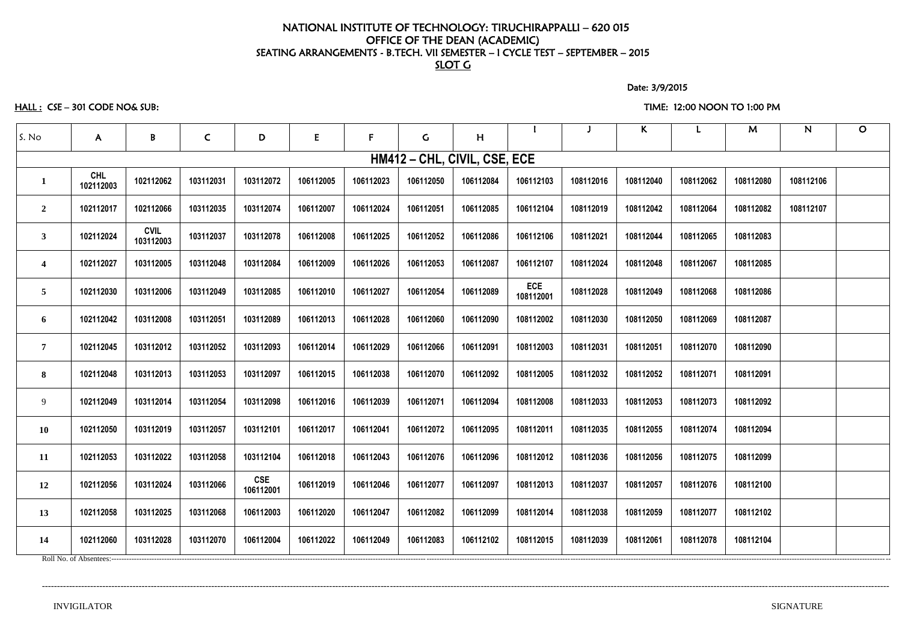# NATIONAL INSTITUTE OF TECHNOLOGY: TIRUCHIRAPPALLI – 620 015
## OFFICE OF THE DEAN (ACADEMIC)
## SEATING ARRANGEMENTS - B.TECH. VII SEMESTER – I CYCLE TEST – SEPTEMBER – 2015
## SLOT G

Date: 3/9/2015

HALL : CSE – 301 CODE NO& SUB:

TIME: 12:00 NOON TO 1:00 PM

| S. No | A | B | C | D | E | F | G | H | I | J | K | L | M | N | O |
|---|---|---|---|---|---|---|---|---|---|---|---|---|---|---|---|
| **HM412 – CHL, CIVIL, CSE, ECE** | | | | | | | | | | | | | | | |
| 1 | CHL 102112003 | 102112062 | 103112031 | 103112072 | 106112005 | 106112023 | 106112050 | 106112084 | 106112103 | 108112016 | 108112040 | 108112062 | 108112080 | 108112106 | |
| 2 | 102112017 | 102112066 | 103112035 | 103112074 | 106112007 | 106112024 | 106112051 | 106112085 | 106112104 | 108112019 | 108112042 | 108112064 | 108112082 | 108112107 | |
| 3 | 102112024 | CVIL 103112003 | 103112037 | 103112078 | 106112008 | 106112025 | 106112052 | 106112086 | 106112106 | 108112021 | 108112044 | 108112065 | 108112083 | | |
| 4 | 102112027 | 103112005 | 103112048 | 103112084 | 106112009 | 106112026 | 106112053 | 106112087 | 106112107 | 108112024 | 108112048 | 108112067 | 108112085 | | |
| 5 | 102112030 | 103112006 | 103112049 | 103112085 | 106112010 | 106112027 | 106112054 | 106112089 | ECE 108112001 | 108112028 | 108112049 | 108112068 | 108112086 | | |
| 6 | 102112042 | 103112008 | 103112051 | 103112089 | 106112013 | 106112028 | 106112060 | 106112090 | 108112002 | 108112030 | 108112050 | 108112069 | 108112087 | | |
| 7 | 102112045 | 103112012 | 103112052 | 103112093 | 106112014 | 106112029 | 106112066 | 106112091 | 108112003 | 108112031 | 108112051 | 108112070 | 108112090 | | |
| 8 | 102112048 | 103112013 | 103112053 | 103112097 | 106112015 | 106112038 | 106112070 | 106112092 | 108112005 | 108112032 | 108112052 | 108112071 | 108112091 | | |
| 9 | 102112049 | 103112014 | 103112054 | 103112098 | 106112016 | 106112039 | 106112071 | 106112094 | 108112008 | 108112033 | 108112053 | 108112073 | 108112092 | | |
| 10 | 102112050 | 103112019 | 103112057 | 103112101 | 106112017 | 106112041 | 106112072 | 106112095 | 108112011 | 108112035 | 108112055 | 108112074 | 108112094 | | |
| 11 | 102112053 | 103112022 | 103112058 | 103112104 | 106112018 | 106112043 | 106112076 | 106112096 | 108112012 | 108112036 | 108112056 | 108112075 | 108112099 | | |
| 12 | 102112056 | 103112024 | 103112066 | CSE 106112001 | 106112019 | 106112046 | 106112077 | 106112097 | 108112013 | 108112037 | 108112057 | 108112076 | 108112100 | | |
| 13 | 102112058 | 103112025 | 103112068 | 106112003 | 106112020 | 106112047 | 106112082 | 106112099 | 108112014 | 108112038 | 108112059 | 108112077 | 108112102 | | |
| 14 | 102112060 | 103112028 | 103112070 | 106112004 | 106112022 | 106112049 | 106112083 | 106112102 | 108112015 | 108112039 | 108112061 | 108112078 | 108112104 | | |

Roll No. of Absentees:---------------------------------------------------------------------------------------------------

---------------------------------------------------------------------------------------------------

INVIGILATOR SIGNATURE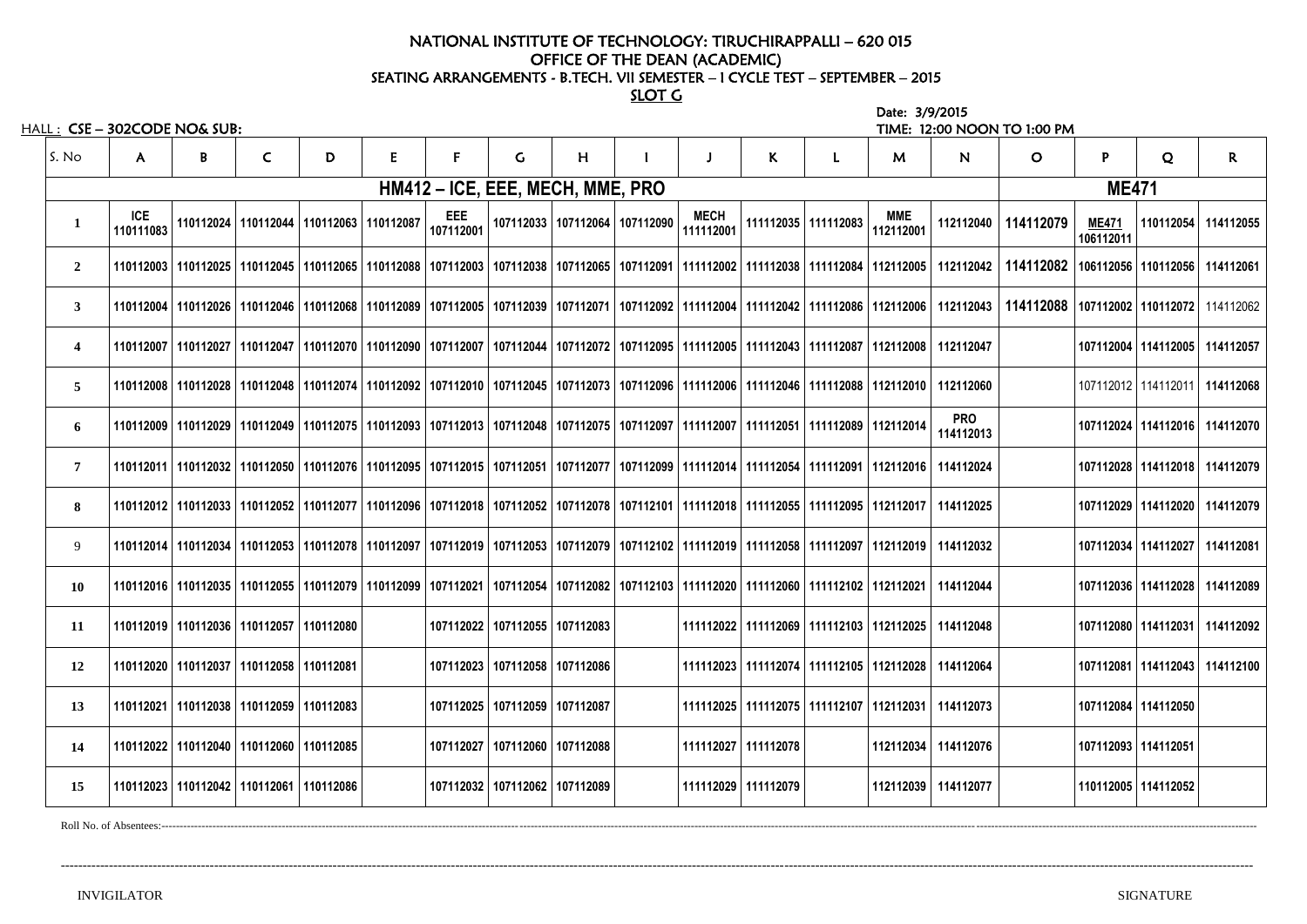# NATIONAL INSTITUTE OF TECHNOLOGY: TIRUCHIRAPPALLI – 620 015

## OFFICE OF THE DEAN (ACADEMIC)

### SEATING ARRANGEMENTS - B.TECH. VII SEMESTER – I CYCLE TEST – SEPTEMBER – 2015

### SLOT G

HALL : CSE – 302CODE NO& SUB:

Date: 3/9/2015
TIME: 12:00 NOON TO 1:00 PM

| S. No | A | B | C | D | E | F | G | H | I | J | K | L | M | N | O | P | Q | R |
|---|---|---|---|---|---|---|---|---|---|---|---|---|---|---|---|---|---|---|
| | HM412 – ICE, EEE, MECH, MME, PRO | | | | | | | | | | | | | | ME471 | | | |
| 1 | ICE 110111083 | 110112024 | 110112044 | 110112063 | 110112087 | EEE 107112001 | 107112033 | 107112064 | 107112090 | MECH 111112001 | 111112035 | 111112083 | MME 112112001 | 112112040 | 114112079 | ME471 106112011 | 110112054 | 114112055 |
| 2 | 110112003 | 110112025 | 110112045 | 110112065 | 110112088 | 107112003 | 107112038 | 107112065 | 107112091 | 111112002 | 111112038 | 111112084 | 112112005 | 112112042 | 114112082 | 106112056 | 110112056 | 114112061 |
| 3 | 110112004 | 110112026 | 110112046 | 110112068 | 110112089 | 107112005 | 107112039 | 107112071 | 107112092 | 111112004 | 111112042 | 111112086 | 112112006 | 112112043 | 114112088 | 107112002 | 110112072 | 114112062 |
| 4 | 110112007 | 110112027 | 110112047 | 110112070 | 110112090 | 107112007 | 107112044 | 107112072 | 107112095 | 111112005 | 111112043 | 111112087 | 112112008 | 112112047 | | 107112004 | 114112005 | 114112057 |
| 5 | 110112008 | 110112028 | 110112048 | 110112074 | 110112092 | 107112010 | 107112045 | 107112073 | 107112096 | 111112006 | 111112046 | 111112088 | 112112010 | 112112060 | | 107112012 | 114112011 | 114112068 |
| 6 | 110112009 | 110112029 | 110112049 | 110112075 | 110112093 | 107112013 | 107112048 | 107112075 | 107112097 | 111112007 | 111112051 | 111112089 | 112112014 | PRO 114112013 | | 107112024 | 114112016 | 114112070 |
| 7 | 110112011 | 110112032 | 110112050 | 110112076 | 110112095 | 107112015 | 107112051 | 107112077 | 107112099 | 111112014 | 111112054 | 111112091 | 112112016 | 114112024 | | 107112028 | 114112018 | 114112079 |
| 8 | 110112012 | 110112033 | 110112052 | 110112077 | 110112096 | 107112018 | 107112052 | 107112078 | 107112101 | 111112018 | 111112055 | 111112095 | 112112017 | 114112025 | | 107112029 | 114112020 | 114112079 |
| 9 | 110112014 | 110112034 | 110112053 | 110112078 | 110112097 | 107112019 | 107112053 | 107112079 | 107112102 | 111112019 | 111112058 | 111112097 | 112112019 | 114112032 | | 107112034 | 114112027 | 114112081 |
| 10 | 110112016 | 110112035 | 110112055 | 110112079 | 110112099 | 107112021 | 107112054 | 107112082 | 107112103 | 111112020 | 111112060 | 111112102 | 112112021 | 114112044 | | 107112036 | 114112028 | 114112089 |
| 11 | 110112019 | 110112036 | 110112057 | 110112080 | | 107112022 | 107112055 | 107112083 | | 111112022 | 111112069 | 111112103 | 112112025 | 114112048 | | 107112080 | 114112031 | 114112092 |
| 12 | 110112020 | 110112037 | 110112058 | 110112081 | | 107112023 | 107112058 | 107112086 | | 111112023 | 111112074 | 111112105 | 112112028 | 114112064 | | 107112081 | 114112043 | 114112100 |
| 13 | 110112021 | 110112038 | 110112059 | 110112083 | | 107112025 | 107112059 | 107112087 | | 111112025 | 111112075 | 111112107 | 112112031 | 114112073 | | 107112084 | 114112050 | |
| 14 | 110112022 | 110112040 | 110112060 | 110112085 | | 107112027 | 107112060 | 107112088 | | 111112027 | 111112078 | | 112112034 | 114112076 | | 107112093 | 114112051 | |
| 15 | 110112023 | 110112042 | 110112061 | 110112086 | | 107112032 | 107112062 | 107112089 | | 111112029 | 111112079 | | 112112039 | 114112077 | | 110112005 | 114112052 | |

Roll No. of Absentees:

INVIGILATOR SIGNATURE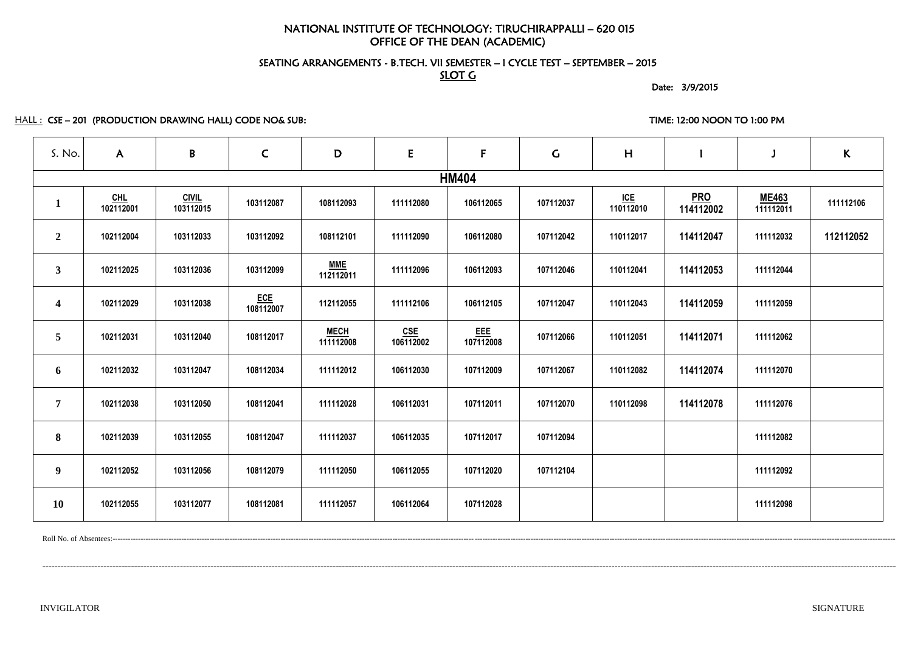# NATIONAL INSTITUTE OF TECHNOLOGY: TIRUCHIRAPPALLI – 620 015

## OFFICE OF THE DEAN (ACADEMIC)

### SEATING ARRANGEMENTS - B.TECH. VII SEMESTER – I CYCLE TEST – SEPTEMBER – 2015

### SLOT G

Date: 3/9/2015

HALL : CSE – 201 (PRODUCTION DRAWING HALL) CODE NO& SUB:

TIME: 12:00 NOON TO 1:00 PM

| S. No. | A | B | C | D | E | F | G | H | I | J | K |
|---|---|---|---|---|---|---|---|---|---|---|---|
| | | | | | | HM404 | | | | | |
| 1 | CHL 102112001 | CIVIL 103112015 | 103112087 | 108112093 | 111112080 | 106112065 | 107112037 | ICE 110112010 | PRO 114112002 | ME463 111112011 | 111112106 |
| 2 | 102112004 | 103112033 | 103112092 | 108112101 | 111112090 | 106112080 | 107112042 | 110112017 | 114112047 | 111112032 | 112112052 |
| 3 | 102112025 | 103112036 | 103112099 | MME 112112011 | 111112096 | 106112093 | 107112046 | 110112041 | 114112053 | 111112044 | |
| 4 | 102112029 | 103112038 | ECE 108112007 | 112112055 | 111112106 | 106112105 | 107112047 | 110112043 | 114112059 | 111112059 | |
| 5 | 102112031 | 103112040 | 108112017 | MECH 111112008 | CSE 106112002 | EEE 107112008 | 107112066 | 110112051 | 114112071 | 111112062 | |
| 6 | 102112032 | 103112047 | 108112034 | 111112012 | 106112030 | 107112009 | 107112067 | 110112082 | 114112074 | 111112070 | |
| 7 | 102112038 | 103112050 | 108112041 | 111112028 | 106112031 | 107112011 | 107112070 | 110112098 | 114112078 | 111112076 | |
| 8 | 102112039 | 103112055 | 108112047 | 111112037 | 106112035 | 107112017 | 107112094 | | | 111112082 | |
| 9 | 102112052 | 103112056 | 108112079 | 111112050 | 106112055 | 107112020 | 107112104 | | | 111112092 | |
| 10 | 102112055 | 103112077 | 108112081 | 111112057 | 106112064 | 107112028 | | | | 111112098 | |

Roll No. of Absentees:------------------------------------------------------------------------------------------------------------

------------------------------------------------------------------------------------------------------------------------------------

INVIGILATOR SIGNATURE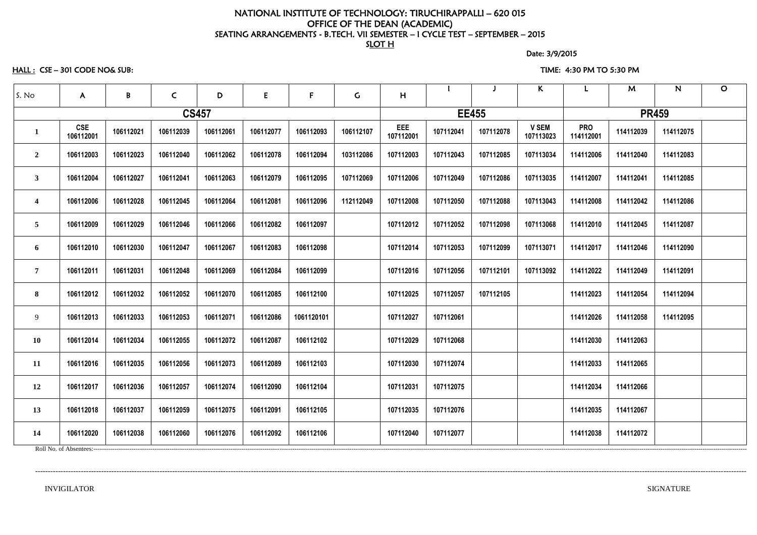NATIONAL INSTITUTE OF TECHNOLOGY: TIRUCHIRAPPALLI – 620 015
OFFICE OF THE DEAN (ACADEMIC)
SEATING ARRANGEMENTS - B.TECH. VII SEMESTER – I CYCLE TEST – SEPTEMBER – 2015
SLOT H

Date: 3/9/2015

HALL : CSE – 301 CODE NO& SUB:

TIME: 4:30 PM TO 5:30 PM

| S. No | A | B | C | D | E | F | G | H | I | J | K | L | M | N | O |
|---|---|---|---|---|---|---|---|---|---|---|---|---|---|---|---|
| | CS457 | | | | | | | EE455 | | | | PR459 | | | |
| 1 | CSE 106112001 | 106112021 | 106112039 | 106112061 | 106112077 | 106112093 | 106112107 | EEE 107112001 | 107112041 | 107112078 | V SEM 107113023 | PRO 114112001 | 114112039 | 114112075 | |
| 2 | 106112003 | 106112023 | 106112040 | 106112062 | 106112078 | 106112094 | 103112086 | 107112003 | 107112043 | 107112085 | 107113034 | 114112006 | 114112040 | 114112083 | |
| 3 | 106112004 | 106112027 | 106112041 | 106112063 | 106112079 | 106112095 | 107112069 | 107112006 | 107112049 | 107112086 | 107113035 | 114112007 | 114112041 | 114112085 | |
| 4 | 106112006 | 106112028 | 106112045 | 106112064 | 106112081 | 106112096 | 112112049 | 107112008 | 107112050 | 107112088 | 107113043 | 114112008 | 114112042 | 114112086 | |
| 5 | 106112009 | 106112029 | 106112046 | 106112066 | 106112082 | 106112097 | | 107112012 | 107112052 | 107112098 | 107113068 | 114112010 | 114112045 | 114112087 | |
| 6 | 106112010 | 106112030 | 106112047 | 106112067 | 106112083 | 106112098 | | 107112014 | 107112053 | 107112099 | 107113071 | 114112017 | 114112046 | 114112090 | |
| 7 | 106112011 | 106112031 | 106112048 | 106112069 | 106112084 | 106112099 | | 107112016 | 107112056 | 107112101 | 107113092 | 114112022 | 114112049 | 114112091 | |
| 8 | 106112012 | 106112032 | 106112052 | 106112070 | 106112085 | 106112100 | | 107112025 | 107112057 | 107112105 | | 114112023 | 114112054 | 114112094 | |
| 9 | 106112013 | 106112033 | 106112053 | 106112071 | 106112086 | 1061120101 | | 107112027 | 107112061 | | | 114112026 | 114112058 | 114112095 | |
| 10 | 106112014 | 106112034 | 106112055 | 106112072 | 106112087 | 106112102 | | 107112029 | 107112068 | | | 114112030 | 114112063 | | |
| 11 | 106112016 | 106112035 | 106112056 | 106112073 | 106112089 | 106112103 | | 107112030 | 107112074 | | | 114112033 | 114112065 | | |
| 12 | 106112017 | 106112036 | 106112057 | 106112074 | 106112090 | 106112104 | | 107112031 | 107112075 | | | 114112034 | 114112066 | | |
| 13 | 106112018 | 106112037 | 106112059 | 106112075 | 106112091 | 106112105 | | 107112035 | 107112076 | | | 114112035 | 114112067 | | |
| 14 | 106112020 | 106112038 | 106112060 | 106112076 | 106112092 | 106112106 | | 107112040 | 107112077 | | | 114112038 | 114112072 | | |

Roll No. of Absentees:---------------------------------------------------------------------------------------------------------------------------------------------------------------

INVIGILATOR SIGNATURE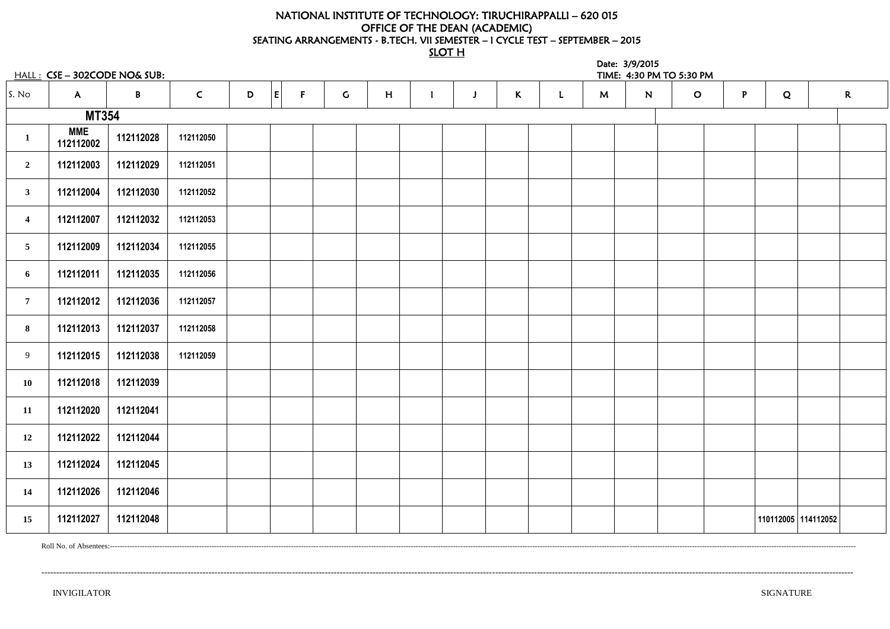# NATIONAL INSTITUTE OF TECHNOLOGY: TIRUCHIRAPPALLI – 620 015

## OFFICE OF THE DEAN (ACADEMIC)

### SEATING ARRANGEMENTS - B.TECH. VII SEMESTER – I CYCLE TEST – SEPTEMBER – 2015

### SLOT H

HALL : CSE – 302CODE NO& SUB:

Date: 3/9/2015

TIME: 4:30 PM TO 5:30 PM

| S. No | A | B | C | D | E | F | G | H | I | J | K | L | M | N | O | P | Q | R |
|---|---|---|---|---|---|---|---|---|---|---|---|---|---|---|---|---|---|---|
| **MT354** | | | | | | | | | | | | | | | | | | |
| 1 | MME 112112002 | 112112028 | 112112050 | | | | | | | | | | | | | | | |
| 2 | 112112003 | 112112029 | 112112051 | | | | | | | | | | | | | | | |
| 3 | 112112004 | 112112030 | 112112052 | | | | | | | | | | | | | | | |
| 4 | 112112007 | 112112032 | 112112053 | | | | | | | | | | | | | | | |
| 5 | 112112009 | 112112034 | 112112055 | | | | | | | | | | | | | | | |
| 6 | 112112011 | 112112035 | 112112056 | | | | | | | | | | | | | | | |
| 7 | 112112012 | 112112036 | 112112057 | | | | | | | | | | | | | | | |
| 8 | 112112013 | 112112037 | 112112058 | | | | | | | | | | | | | | | |
| 9 | 112112015 | 112112038 | 112112059 | | | | | | | | | | | | | | | |
| 10 | 112112018 | 112112039 | | | | | | | | | | | | | | | | |
| 11 | 112112020 | 112112041 | | | | | | | | | | | | | | | | |
| 12 | 112112022 | 112112044 | | | | | | | | | | | | | | | | |
| 13 | 112112024 | 112112045 | | | | | | | | | | | | | | | | |
| 14 | 112112026 | 112112046 | | | | | | | | | | | | | | | | |
| 15 | 112112027 | 112112048 | | | | | | | | | | | | | | 110112005 | 114112052 | |

Roll No. of Absentees:------------------------------------------------------------------------------------------------------------

------------------------------------------------------------------------------------------------------------

INVIGILATOR SIGNATURE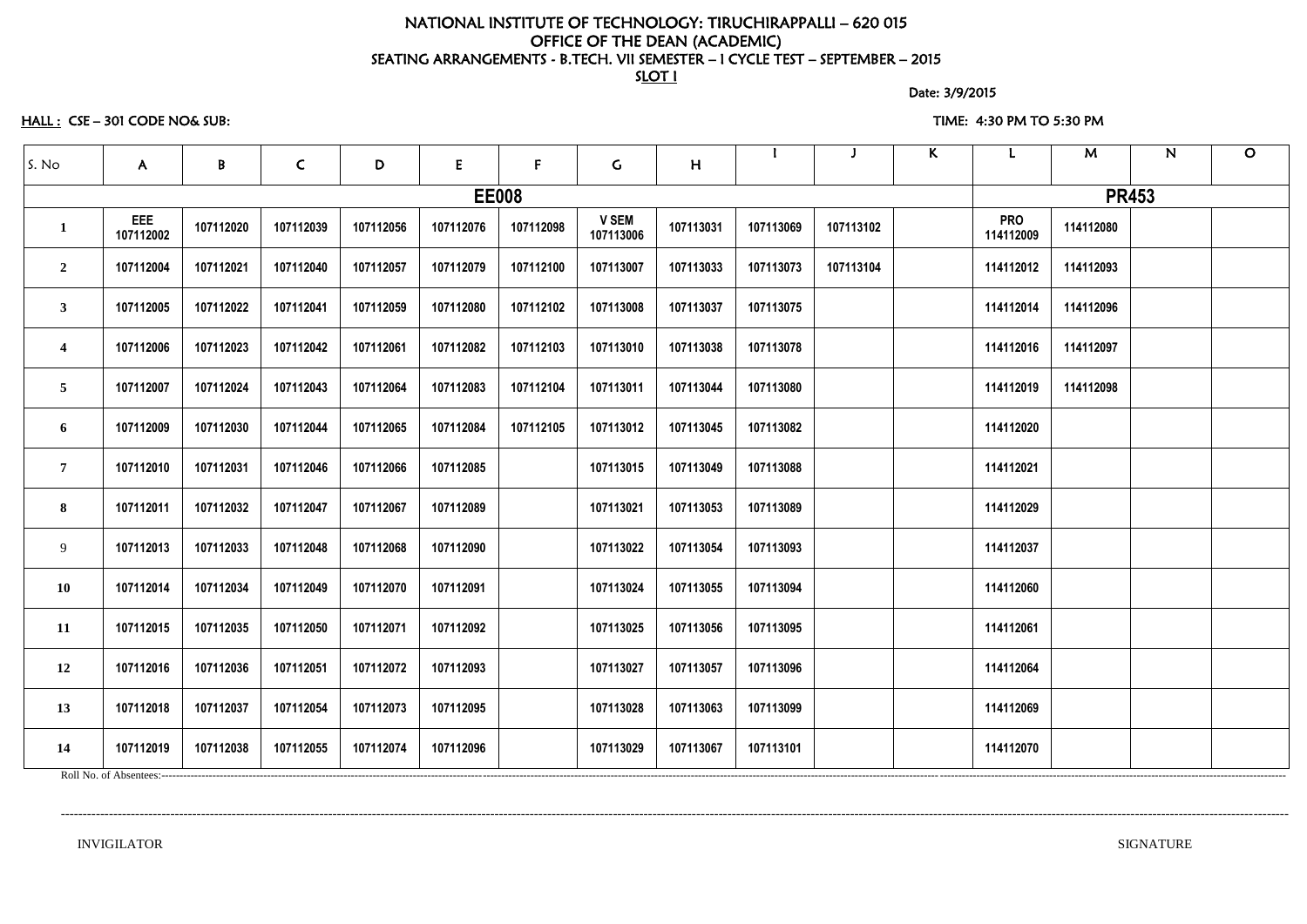# NATIONAL INSTITUTE OF TECHNOLOGY: TIRUCHIRAPPALLI – 620 015

## OFFICE OF THE DEAN (ACADEMIC)

### SEATING ARRANGEMENTS - B.TECH. VII SEMESTER – I CYCLE TEST – SEPTEMBER – 2015

**SLOT I**

Date: 3/9/2015

**HALL :** CSE – 301 CODE NO& SUB:

TIME: 4:30 PM TO 5:30 PM

| S. No | A | B | C | D | E | F | G | H | I | J | K | L | M | N | O |
|---|---|---|---|---|---|---|---|---|---|---|---|---|---|---|---|
| **EE008** | | | | | | | | | | | | **PR453** | | | |
| 1 | EEE 107112002 | 107112020 | 107112039 | 107112056 | 107112076 | 107112098 | V SEM 107113006 | 107113031 | 107113069 | 107113102 | | PRO 114112009 | 114112080 | | |
| 2 | 107112004 | 107112021 | 107112040 | 107112057 | 107112079 | 107112100 | 107113007 | 107113033 | 107113073 | 107113104 | | 114112012 | 114112093 | | |
| 3 | 107112005 | 107112022 | 107112041 | 107112059 | 107112080 | 107112102 | 107113008 | 107113037 | 107113075 | | | 114112014 | 114112096 | | |
| 4 | 107112006 | 107112023 | 107112042 | 107112061 | 107112082 | 107112103 | 107113010 | 107113038 | 107113078 | | | 114112016 | 114112097 | | |
| 5 | 107112007 | 107112024 | 107112043 | 107112064 | 107112083 | 107112104 | 107113011 | 107113044 | 107113080 | | | 114112019 | 114112098 | | |
| 6 | 107112009 | 107112030 | 107112044 | 107112065 | 107112084 | 107112105 | 107113012 | 107113045 | 107113082 | | | 114112020 | | | |
| 7 | 107112010 | 107112031 | 107112046 | 107112066 | 107112085 | | 107113015 | 107113049 | 107113088 | | | 114112021 | | | |
| 8 | 107112011 | 107112032 | 107112047 | 107112067 | 107112089 | | 107113021 | 107113053 | 107113089 | | | 114112029 | | | |
| 9 | 107112013 | 107112033 | 107112048 | 107112068 | 107112090 | | 107113022 | 107113054 | 107113093 | | | 114112037 | | | |
| 10 | 107112014 | 107112034 | 107112049 | 107112070 | 107112091 | | 107113024 | 107113055 | 107113094 | | | 114112060 | | | |
| 11 | 107112015 | 107112035 | 107112050 | 107112071 | 107112092 | | 107113025 | 107113056 | 107113095 | | | 114112061 | | | |
| 12 | 107112016 | 107112036 | 107112051 | 107112072 | 107112093 | | 107113027 | 107113057 | 107113096 | | | 114112064 | | | |
| 13 | 107112018 | 107112037 | 107112054 | 107112073 | 107112095 | | 107113028 | 107113063 | 107113099 | | | 114112069 | | | |
| 14 | 107112019 | 107112038 | 107112055 | 107112074 | 107112096 | | 107113029 | 107113067 | 107113101 | | | 114112070 | | | |

Roll No. of Absentees:---------------------------------------------------------------------------------------------------

---------------------------------------------------------------------------------------------------

INVIGILATOR SIGNATURE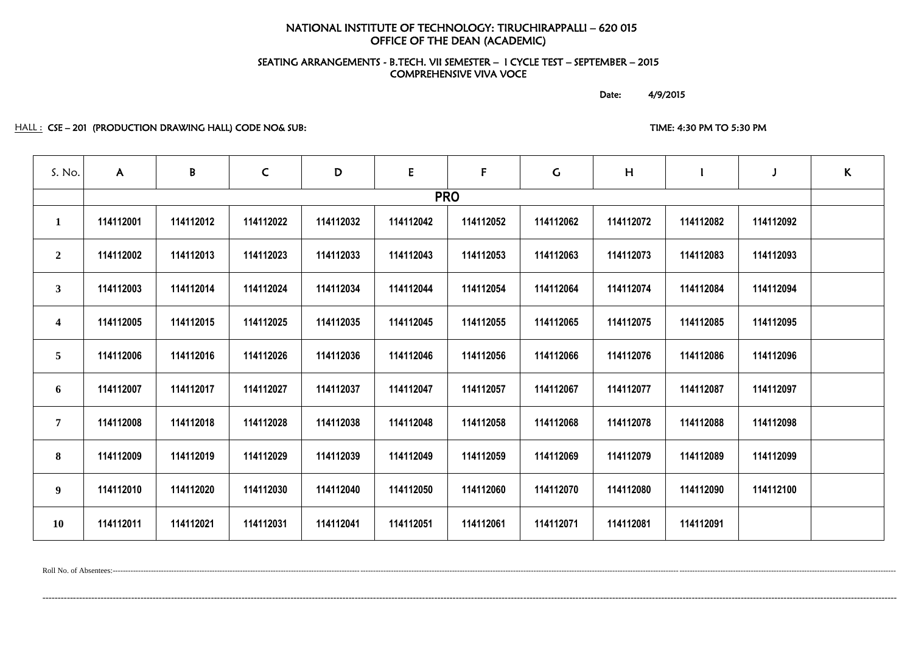# NATIONAL INSTITUTE OF TECHNOLOGY: TIRUCHIRAPPALLI – 620 015
## OFFICE OF THE DEAN (ACADEMIC)

### SEATING ARRANGEMENTS - B.TECH. VII SEMESTER – I CYCLE TEST – SEPTEMBER – 2015
### COMPREHENSIVE VIVA VOCE

Date: 4/9/2015

HALL : CSE – 201 (PRODUCTION DRAWING HALL) CODE NO& SUB:

TIME: 4:30 PM TO 5:30 PM

| S. No. | A | B | C | D | E | F | G | H | I | J | K |
|---|---|---|---|---|---|---|---|---|---|---|---|
| | PRO | | | | | | | | | | |
| 1 | 114112001 | 114112012 | 114112022 | 114112032 | 114112042 | 114112052 | 114112062 | 114112072 | 114112082 | 114112092 | |
| 2 | 114112002 | 114112013 | 114112023 | 114112033 | 114112043 | 114112053 | 114112063 | 114112073 | 114112083 | 114112093 | |
| 3 | 114112003 | 114112014 | 114112024 | 114112034 | 114112044 | 114112054 | 114112064 | 114112074 | 114112084 | 114112094 | |
| 4 | 114112005 | 114112015 | 114112025 | 114112035 | 114112045 | 114112055 | 114112065 | 114112075 | 114112085 | 114112095 | |
| 5 | 114112006 | 114112016 | 114112026 | 114112036 | 114112046 | 114112056 | 114112066 | 114112076 | 114112086 | 114112096 | |
| 6 | 114112007 | 114112017 | 114112027 | 114112037 | 114112047 | 114112057 | 114112067 | 114112077 | 114112087 | 114112097 | |
| 7 | 114112008 | 114112018 | 114112028 | 114112038 | 114112048 | 114112058 | 114112068 | 114112078 | 114112088 | 114112098 | |
| 8 | 114112009 | 114112019 | 114112029 | 114112039 | 114112049 | 114112059 | 114112069 | 114112079 | 114112089 | 114112099 | |
| 9 | 114112010 | 114112020 | 114112030 | 114112040 | 114112050 | 114112060 | 114112070 | 114112080 | 114112090 | 114112100 | |
| 10 | 114112011 | 114112021 | 114112031 | 114112041 | 114112051 | 114112061 | 114112071 | 114112081 | 114112091 | | |

Roll No. of Absentees:------------------------------------------------------------------------------------------------------------------------------------------------------------------------------------------------------------------------------------------------

------------------------------------------------------------------------------------------------------------------------------------------------------------------------------------------------------------------------------------------------------------------------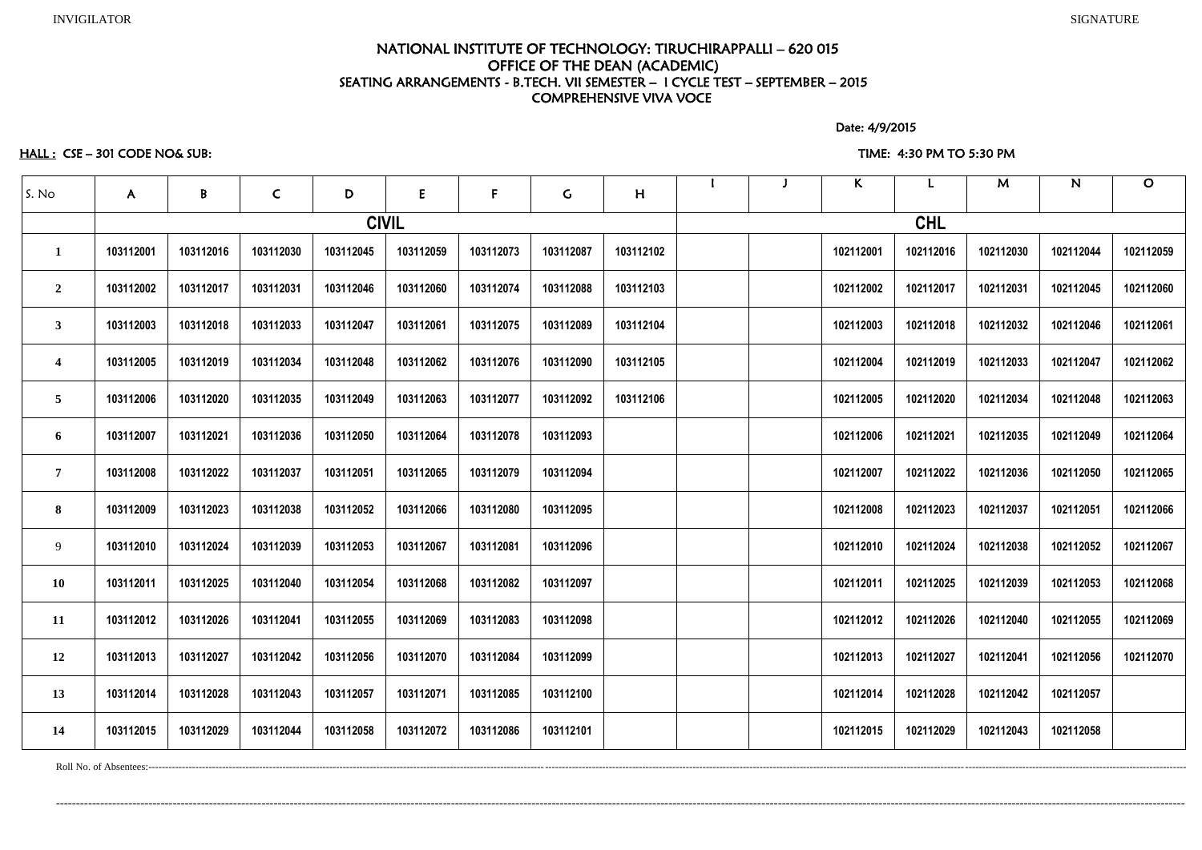INVIGILATOR SIGNATURE

# NATIONAL INSTITUTE OF TECHNOLOGY: TIRUCHIRAPPALLI – 620 015
## OFFICE OF THE DEAN (ACADEMIC)
### SEATING ARRANGEMENTS - B.TECH. VII SEMESTER – I CYCLE TEST – SEPTEMBER – 2015
### COMPREHENSIVE VIVA VOCE

Date: 4/9/2015

HALL : CSE – 301 CODE NO& SUB:

TIME: 4:30 PM TO 5:30 PM

| S. No | A | B | C | D | E | F | G | H | I | J | K | L | M | N | O |
|---|---|---|---|---|---|---|---|---|---|---|---|---|---|---|---|
| | CIVIL | | | | | | | | CHL | | | | | | |
| 1 | 103112001 | 103112016 | 103112030 | 103112045 | 103112059 | 103112073 | 103112087 | 103112102 | | | 102112001 | 102112016 | 102112030 | 102112044 | 102112059 |
| 2 | 103112002 | 103112017 | 103112031 | 103112046 | 103112060 | 103112074 | 103112088 | 103112103 | | | 102112002 | 102112017 | 102112031 | 102112045 | 102112060 |
| 3 | 103112003 | 103112018 | 103112033 | 103112047 | 103112061 | 103112075 | 103112089 | 103112104 | | | 102112003 | 102112018 | 102112032 | 102112046 | 102112061 |
| 4 | 103112005 | 103112019 | 103112034 | 103112048 | 103112062 | 103112076 | 103112090 | 103112105 | | | 102112004 | 102112019 | 102112033 | 102112047 | 102112062 |
| 5 | 103112006 | 103112020 | 103112035 | 103112049 | 103112063 | 103112077 | 103112092 | 103112106 | | | 102112005 | 102112020 | 102112034 | 102112048 | 102112063 |
| 6 | 103112007 | 103112021 | 103112036 | 103112050 | 103112064 | 103112078 | 103112093 | | | | 102112006 | 102112021 | 102112035 | 102112049 | 102112064 |
| 7 | 103112008 | 103112022 | 103112037 | 103112051 | 103112065 | 103112079 | 103112094 | | | | 102112007 | 102112022 | 102112036 | 102112050 | 102112065 |
| 8 | 103112009 | 103112023 | 103112038 | 103112052 | 103112066 | 103112080 | 103112095 | | | | 102112008 | 102112023 | 102112037 | 102112051 | 102112066 |
| 9 | 103112010 | 103112024 | 103112039 | 103112053 | 103112067 | 103112081 | 103112096 | | | | 102112010 | 102112024 | 102112038 | 102112052 | 102112067 |
| 10 | 103112011 | 103112025 | 103112040 | 103112054 | 103112068 | 103112082 | 103112097 | | | | 102112011 | 102112025 | 102112039 | 102112053 | 102112068 |
| 11 | 103112012 | 103112026 | 103112041 | 103112055 | 103112069 | 103112083 | 103112098 | | | | 102112012 | 102112026 | 102112040 | 102112055 | 102112069 |
| 12 | 103112013 | 103112027 | 103112042 | 103112056 | 103112070 | 103112084 | 103112099 | | | | 102112013 | 102112027 | 102112041 | 102112056 | 102112070 |
| 13 | 103112014 | 103112028 | 103112043 | 103112057 | 103112071 | 103112085 | 103112100 | | | | 102112014 | 102112028 | 102112042 | 102112057 | |
| 14 | 103112015 | 103112029 | 103112044 | 103112058 | 103112072 | 103112086 | 103112101 | | | | 102112015 | 102112029 | 102112043 | 102112058 | |

Roll No. of Absentees:----------------------------------------------------------------------------------------------------

----------------------------------------------------------------------------------------------------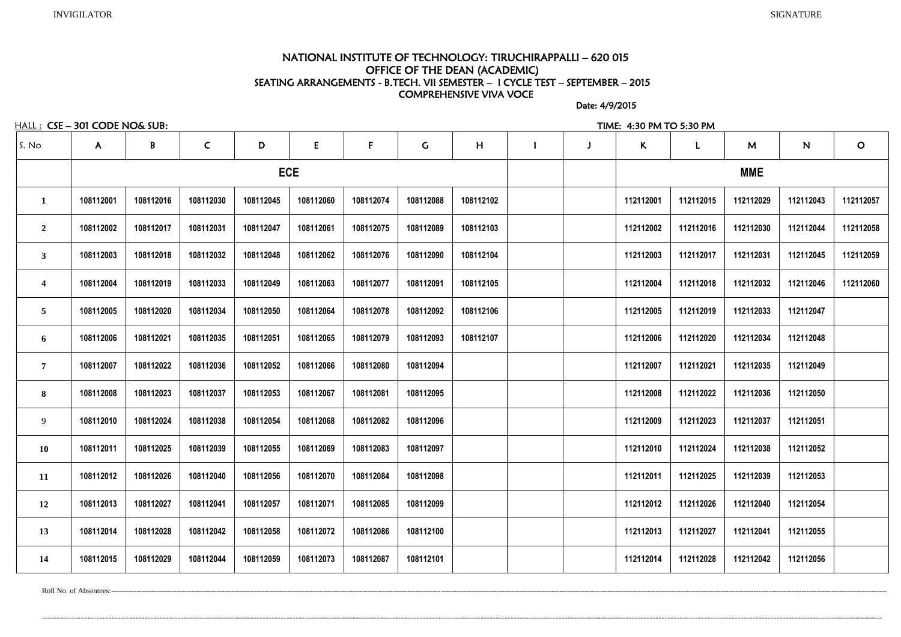INVIGILATOR SIGNATURE

# NATIONAL INSTITUTE OF TECHNOLOGY: TIRUCHIRAPPALLI – 620 015
## OFFICE OF THE DEAN (ACADEMIC)
### SEATING ARRANGEMENTS - B.TECH. VII SEMESTER – I CYCLE TEST – SEPTEMBER – 2015
### COMPREHENSIVE VIVA VOCE

Date: 4/9/2015

HALL : CSE – 301 CODE NO& SUB: TIME: 4:30 PM TO 5:30 PM

| S. No | A | B | C | D | E | F | G | H | I | J | K | L | M | N | O |
|---|---|---|---|---|---|---|---|---|---|---|---|---|---|---|---|
| | ECE | | | | | | | | | | MME | | | | |
| 1 | 108112001 | 108112016 | 108112030 | 108112045 | 108112060 | 108112074 | 108112088 | 108112102 | | | 112112001 | 112112015 | 112112029 | 112112043 | 112112057 |
| 2 | 108112002 | 108112017 | 108112031 | 108112047 | 108112061 | 108112075 | 108112089 | 108112103 | | | 112112002 | 112112016 | 112112030 | 112112044 | 112112058 |
| 3 | 108112003 | 108112018 | 108112032 | 108112048 | 108112062 | 108112076 | 108112090 | 108112104 | | | 112112003 | 112112017 | 112112031 | 112112045 | 112112059 |
| 4 | 108112004 | 108112019 | 108112033 | 108112049 | 108112063 | 108112077 | 108112091 | 108112105 | | | 112112004 | 112112018 | 112112032 | 112112046 | 112112060 |
| 5 | 108112005 | 108112020 | 108112034 | 108112050 | 108112064 | 108112078 | 108112092 | 108112106 | | | 112112005 | 112112019 | 112112033 | 112112047 | |
| 6 | 108112006 | 108112021 | 108112035 | 108112051 | 108112065 | 108112079 | 108112093 | 108112107 | | | 112112006 | 112112020 | 112112034 | 112112048 | |
| 7 | 108112007 | 108112022 | 108112036 | 108112052 | 108112066 | 108112080 | 108112094 | | | | 112112007 | 112112021 | 112112035 | 112112049 | |
| 8 | 108112008 | 108112023 | 108112037 | 108112053 | 108112067 | 108112081 | 108112095 | | | | 112112008 | 112112022 | 112112036 | 112112050 | |
| 9 | 108112010 | 108112024 | 108112038 | 108112054 | 108112068 | 108112082 | 108112096 | | | | 112112009 | 112112023 | 112112037 | 112112051 | |
| 10 | 108112011 | 108112025 | 108112039 | 108112055 | 108112069 | 108112083 | 108112097 | | | | 112112010 | 112112024 | 112112038 | 112112052 | |
| 11 | 108112012 | 108112026 | 108112040 | 108112056 | 108112070 | 108112084 | 108112098 | | | | 112112011 | 112112025 | 112112039 | 112112053 | |
| 12 | 108112013 | 108112027 | 108112041 | 108112057 | 108112071 | 108112085 | 108112099 | | | | 112112012 | 112112026 | 112112040 | 112112054 | |
| 13 | 108112014 | 108112028 | 108112042 | 108112058 | 108112072 | 108112086 | 108112100 | | | | 112112013 | 112112027 | 112112041 | 112112055 | |
| 14 | 108112015 | 108112029 | 108112044 | 108112059 | 108112073 | 108112087 | 108112101 | | | | 112112014 | 112112028 | 112112042 | 112112056 | |

Roll No. of Absentees:------------------------------------------------------------------------------------------------------------------------------------------------------------------------------------------------

--------------------------------------------------------------------------------------------------------------------------------------------------------------------------------------------------------------------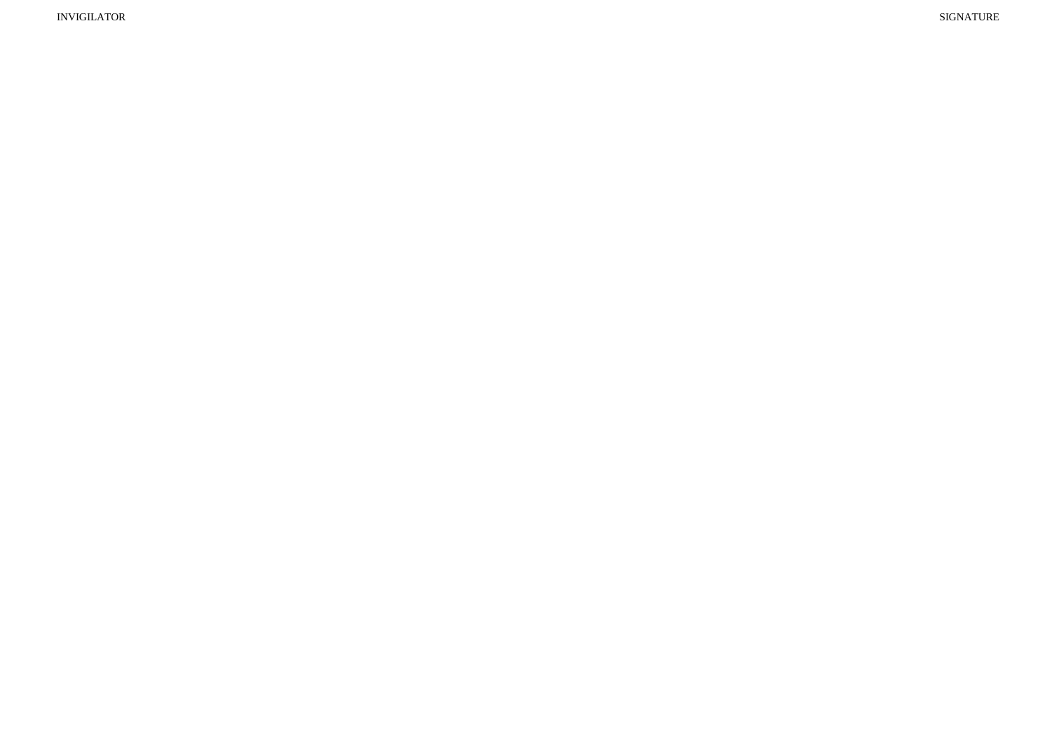INVIGILATOR SIGNATURE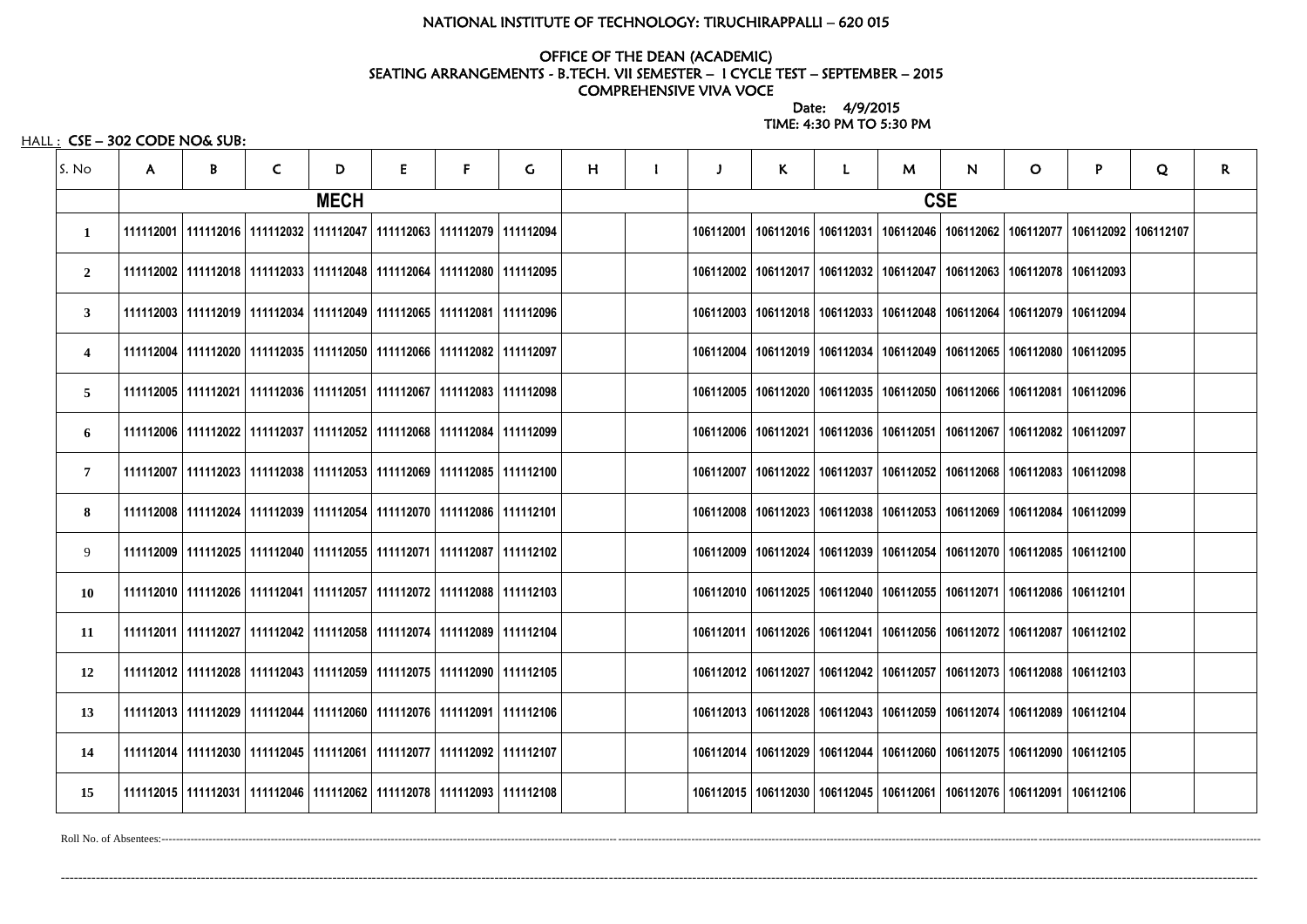NATIONAL INSTITUTE OF TECHNOLOGY: TIRUCHIRAPPALLI – 620 015

OFFICE OF THE DEAN (ACADEMIC)
SEATING ARRANGEMENTS - B.TECH. VII SEMESTER – I CYCLE TEST – SEPTEMBER – 2015
COMPREHENSIVE VIVA VOCE

Date: 4/9/2015
TIME: 4:30 PM TO 5:30 PM

HALL : CSE – 302 CODE NO& SUB:

| S. No | A | B | C | D | E | F | G | H | I | J | K | L | M | N | O | P | Q | R |
|---|---|---|---|---|---|---|---|---|---|---|---|---|---|---|---|---|---|---|
| | MECH | | | | | | | | | CSE | | | | | | | | |
| 1 | 111112001 | 111112016 | 111112032 | 111112047 | 111112063 | 111112079 | 111112094 | | | 106112001 | 106112016 | 106112031 | 106112046 | 106112062 | 106112077 | 106112092 | 106112107 | |
| 2 | 111112002 | 111112018 | 111112033 | 111112048 | 111112064 | 111112080 | 111112095 | | | 106112002 | 106112017 | 106112032 | 106112047 | 106112063 | 106112078 | 106112093 | | |
| 3 | 111112003 | 111112019 | 111112034 | 111112049 | 111112065 | 111112081 | 111112096 | | | 106112003 | 106112018 | 106112033 | 106112048 | 106112064 | 106112079 | 106112094 | | |
| 4 | 111112004 | 111112020 | 111112035 | 111112050 | 111112066 | 111112082 | 111112097 | | | 106112004 | 106112019 | 106112034 | 106112049 | 106112065 | 106112080 | 106112095 | | |
| 5 | 111112005 | 111112021 | 111112036 | 111112051 | 111112067 | 111112083 | 111112098 | | | 106112005 | 106112020 | 106112035 | 106112050 | 106112066 | 106112081 | 106112096 | | |
| 6 | 111112006 | 111112022 | 111112037 | 111112052 | 111112068 | 111112084 | 111112099 | | | 106112006 | 106112021 | 106112036 | 106112051 | 106112067 | 106112082 | 106112097 | | |
| 7 | 111112007 | 111112023 | 111112038 | 111112053 | 111112069 | 111112085 | 111112100 | | | 106112007 | 106112022 | 106112037 | 106112052 | 106112068 | 106112083 | 106112098 | | |
| 8 | 111112008 | 111112024 | 111112039 | 111112054 | 111112070 | 111112086 | 111112101 | | | 106112008 | 106112023 | 106112038 | 106112053 | 106112069 | 106112084 | 106112099 | | |
| 9 | 111112009 | 111112025 | 111112040 | 111112055 | 111112071 | 111112087 | 111112102 | | | 106112009 | 106112024 | 106112039 | 106112054 | 106112070 | 106112085 | 106112100 | | |
| 10 | 111112010 | 111112026 | 111112041 | 111112057 | 111112072 | 111112088 | 111112103 | | | 106112010 | 106112025 | 106112040 | 106112055 | 106112071 | 106112086 | 106112101 | | |
| 11 | 111112011 | 111112027 | 111112042 | 111112058 | 111112074 | 111112089 | 111112104 | | | 106112011 | 106112026 | 106112041 | 106112056 | 106112072 | 106112087 | 106112102 | | |
| 12 | 111112012 | 111112028 | 111112043 | 111112059 | 111112075 | 111112090 | 111112105 | | | 106112012 | 106112027 | 106112042 | 106112057 | 106112073 | 106112088 | 106112103 | | |
| 13 | 111112013 | 111112029 | 111112044 | 111112060 | 111112076 | 111112091 | 111112106 | | | 106112013 | 106112028 | 106112043 | 106112059 | 106112074 | 106112089 | 106112104 | | |
| 14 | 111112014 | 111112030 | 111112045 | 111112061 | 111112077 | 111112092 | 111112107 | | | 106112014 | 106112029 | 106112044 | 106112060 | 106112075 | 106112090 | 106112105 | | |
| 15 | 111112015 | 111112031 | 111112046 | 111112062 | 111112078 | 111112093 | 111112108 | | | 106112015 | 106112030 | 106112045 | 106112061 | 106112076 | 106112091 | 106112106 | | |

Roll No. of Absentees:----------------------------------------------------------------------------------------------------

----------------------------------------------------------------------------------------------------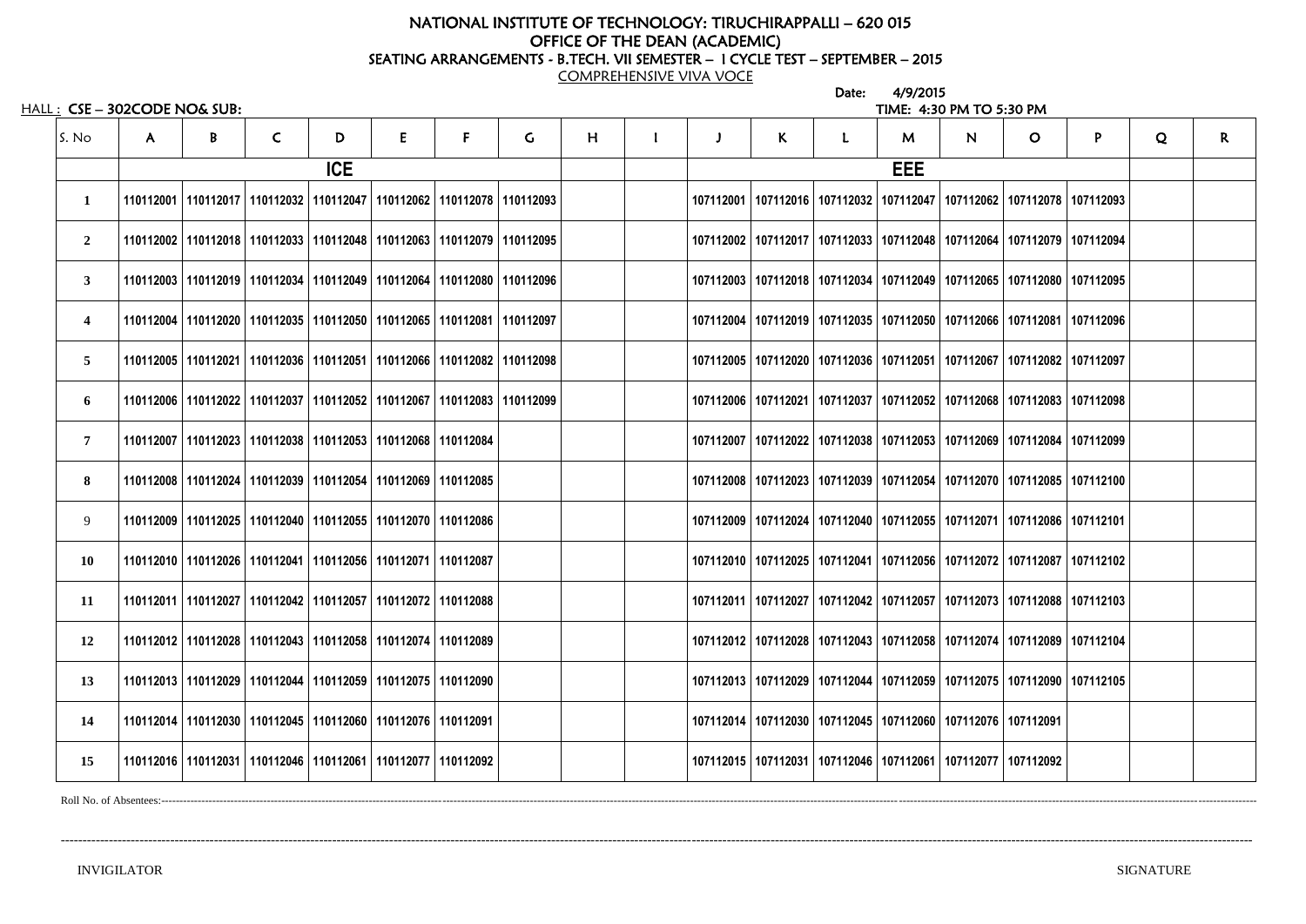# NATIONAL INSTITUTE OF TECHNOLOGY: TIRUCHIRAPPALLI – 620 015
## OFFICE OF THE DEAN (ACADEMIC)
### SEATING ARRANGEMENTS - B.TECH. VII SEMESTER – I CYCLE TEST – SEPTEMBER – 2015

COMPREHENSIVE VIVA VOCE

Date: 4/9/2015

HALL : CSE – 302CODE NO& SUB:

TIME: 4:30 PM TO 5:30 PM

| S. No | A | B | C | D | E | F | G | H | I | J | K | L | M | N | O | P | Q | R |
|---|---|---|---|---|---|---|---|---|---|---|---|---|---|---|---|---|---|---|
| | | | | ICE | | | | | | | | | EEE | | | | | |
| 1 | 110112001 | 110112017 | 110112032 | 110112047 | 110112062 | 110112078 | 110112093 | | | 107112001 | 107112016 | 107112032 | 107112047 | 107112062 | 107112078 | 107112093 | | |
| 2 | 110112002 | 110112018 | 110112033 | 110112048 | 110112063 | 110112079 | 110112095 | | | 107112002 | 107112017 | 107112033 | 107112048 | 107112064 | 107112079 | 107112094 | | |
| 3 | 110112003 | 110112019 | 110112034 | 110112049 | 110112064 | 110112080 | 110112096 | | | 107112003 | 107112018 | 107112034 | 107112049 | 107112065 | 107112080 | 107112095 | | |
| 4 | 110112004 | 110112020 | 110112035 | 110112050 | 110112065 | 110112081 | 110112097 | | | 107112004 | 107112019 | 107112035 | 107112050 | 107112066 | 107112081 | 107112096 | | |
| 5 | 110112005 | 110112021 | 110112036 | 110112051 | 110112066 | 110112082 | 110112098 | | | 107112005 | 107112020 | 107112036 | 107112051 | 107112067 | 107112082 | 107112097 | | |
| 6 | 110112006 | 110112022 | 110112037 | 110112052 | 110112067 | 110112083 | 110112099 | | | 107112006 | 107112021 | 107112037 | 107112052 | 107112068 | 107112083 | 107112098 | | |
| 7 | 110112007 | 110112023 | 110112038 | 110112053 | 110112068 | 110112084 | | | | 107112007 | 107112022 | 107112038 | 107112053 | 107112069 | 107112084 | 107112099 | | |
| 8 | 110112008 | 110112024 | 110112039 | 110112054 | 110112069 | 110112085 | | | | 107112008 | 107112023 | 107112039 | 107112054 | 107112070 | 107112085 | 107112100 | | |
| 9 | 110112009 | 110112025 | 110112040 | 110112055 | 110112070 | 110112086 | | | | 107112009 | 107112024 | 107112040 | 107112055 | 107112071 | 107112086 | 107112101 | | |
| 10 | 110112010 | 110112026 | 110112041 | 110112056 | 110112071 | 110112087 | | | | 107112010 | 107112025 | 107112041 | 107112056 | 107112072 | 107112087 | 107112102 | | |
| 11 | 110112011 | 110112027 | 110112042 | 110112057 | 110112072 | 110112088 | | | | 107112011 | 107112027 | 107112042 | 107112057 | 107112073 | 107112088 | 107112103 | | |
| 12 | 110112012 | 110112028 | 110112043 | 110112058 | 110112074 | 110112089 | | | | 107112012 | 107112028 | 107112043 | 107112058 | 107112074 | 107112089 | 107112104 | | |
| 13 | 110112013 | 110112029 | 110112044 | 110112059 | 110112075 | 110112090 | | | | 107112013 | 107112029 | 107112044 | 107112059 | 107112075 | 107112090 | 107112105 | | |
| 14 | 110112014 | 110112030 | 110112045 | 110112060 | 110112076 | 110112091 | | | | 107112014 | 107112030 | 107112045 | 107112060 | 107112076 | 107112091 | | | |
| 15 | 110112016 | 110112031 | 110112046 | 110112061 | 110112077 | 110112092 | | | | 107112015 | 107112031 | 107112046 | 107112061 | 107112077 | 107112092 | | | |

Roll No. of Absentees:----------------------------------------------------------------------------------------------------

INVIGILATOR SIGNATURE